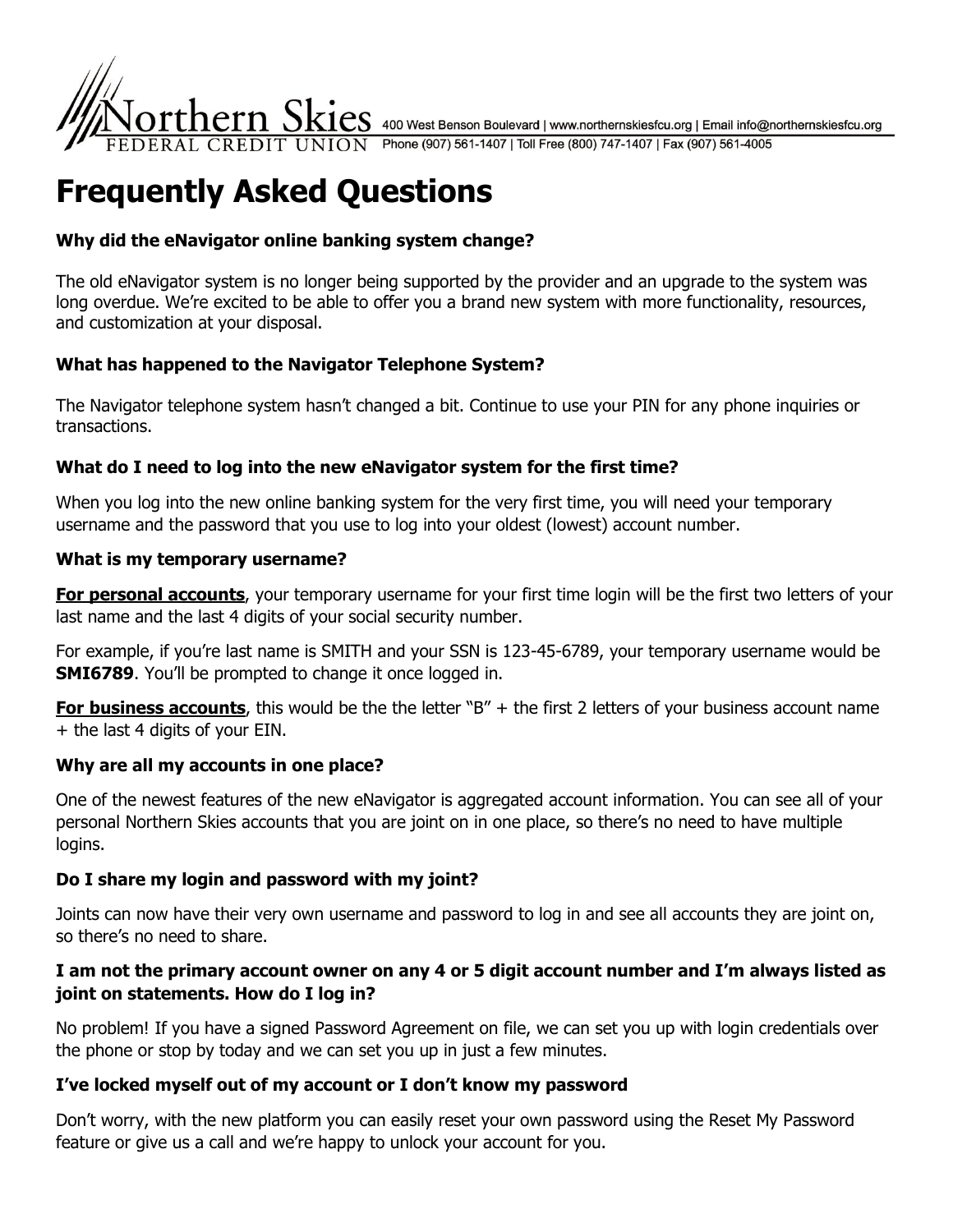Northern Skies FEDERAL CREDIT UNION 400 West Benson Boulevard | www.northernskiesfcu.org | Email info@northernskiesfcu.org
Phone (907) 561-1407 | Toll Free (800) 747-1407 | Fax (907) 561-4005

# Frequently Asked Questions

### Why did the eNavigator online banking system change?

The old eNavigator system is no longer being supported by the provider and an upgrade to the system was long overdue. We're excited to be able to offer you a brand new system with more functionality, resources, and customization at your disposal.

### What has happened to the Navigator Telephone System?

The Navigator telephone system hasn't changed a bit. Continue to use your PIN for any phone inquiries or transactions.

### What do I need to log into the new eNavigator system for the first time?

When you log into the new online banking system for the very first time, you will need your temporary username and the password that you use to log into your oldest (lowest) account number.

### What is my temporary username?

**For personal accounts**, your temporary username for your first time login will be the first two letters of your last name and the last 4 digits of your social security number.

For example, if you're last name is SMITH and your SSN is 123-45-6789, your temporary username would be **SMI6789**. You'll be prompted to change it once logged in.

**For business accounts**, this would be the the letter "B" + the first 2 letters of your business account name + the last 4 digits of your EIN.

### Why are all my accounts in one place?

One of the newest features of the new eNavigator is aggregated account information. You can see all of your personal Northern Skies accounts that you are joint on in one place, so there's no need to have multiple logins.

### Do I share my login and password with my joint?

Joints can now have their very own username and password to log in and see all accounts they are joint on, so there's no need to share.

### I am not the primary account owner on any 4 or 5 digit account number and I'm always listed as joint on statements. How do I log in?

No problem! If you have a signed Password Agreement on file, we can set you up with login credentials over the phone or stop by today and we can set you up in just a few minutes.

### I've locked myself out of my account or I don't know my password

Don't worry, with the new platform you can easily reset your own password using the Reset My Password feature or give us a call and we're happy to unlock your account for you.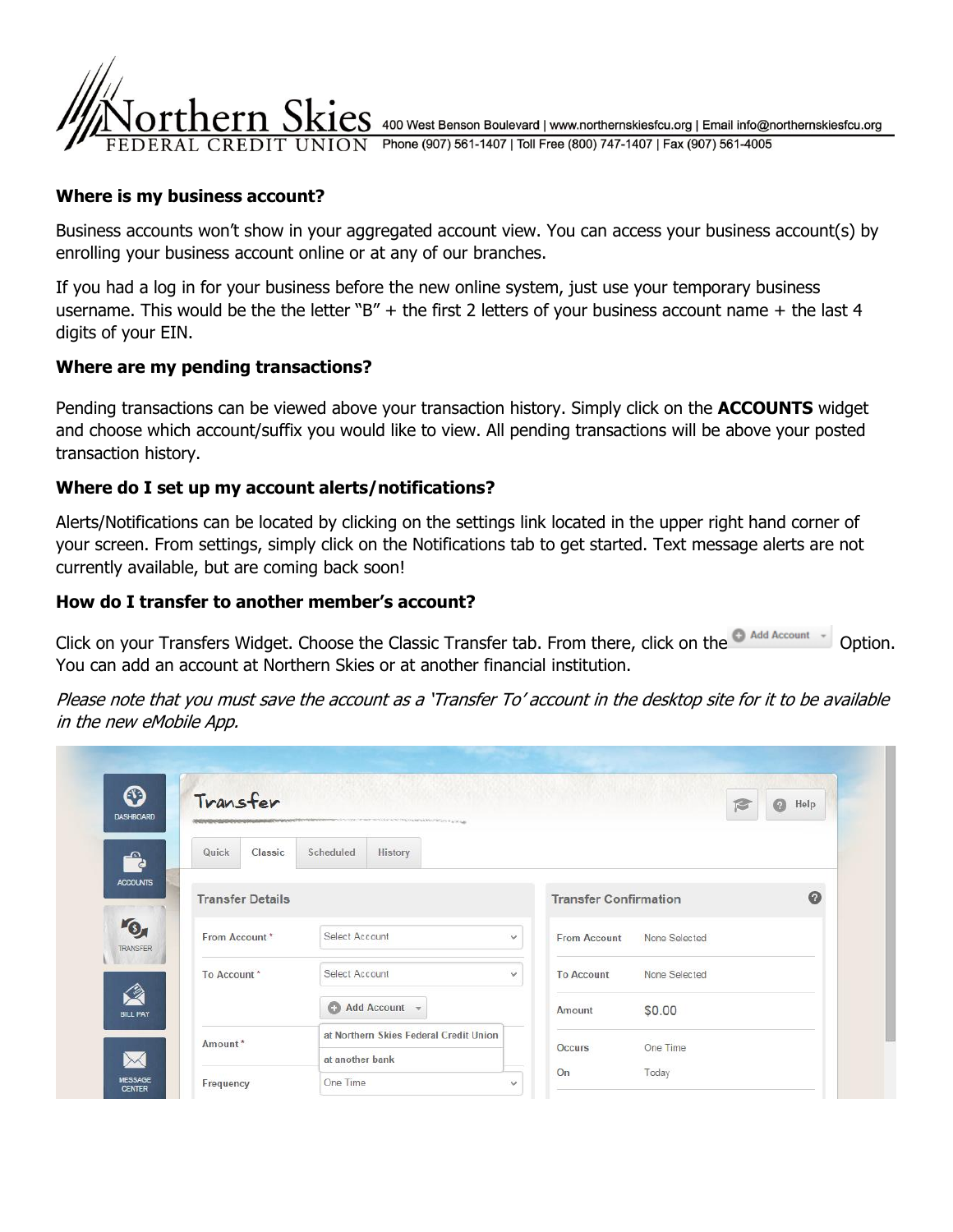# Northern Skies

FEDERAL CREDIT UNION

400 West Benson Boulevard | www.northernskiesfcu.org | Email info@northernskiesfcu.org
Phone (907) 561-1407 | Toll Free (800) 747-1407 | Fax (907) 561-4005

### Where is my business account?

Business accounts won't show in your aggregated account view. You can access your business account(s) by enrolling your business account online or at any of our branches.

If you had a log in for your business before the new online system, just use your temporary business username. This would be the the letter "B" + the first 2 letters of your business account name + the last 4 digits of your EIN.

### Where are my pending transactions?

Pending transactions can be viewed above your transaction history. Simply click on the **ACCOUNTS** widget and choose which account/suffix you would like to view. All pending transactions will be above your posted transaction history.

### Where do I set up my account alerts/notifications?

Alerts/Notifications can be located by clicking on the settings link located in the upper right hand corner of your screen. From settings, simply click on the Notifications tab to get started. Text message alerts are not currently available, but are coming back soon!

### How do I transfer to another member's account?

Click on your Transfers Widget. Choose the Classic Transfer tab. From there, click on the Add Account Option. You can add an account at Northern Skies or at another financial institution.

*Please note that you must save the account as a 'Transfer To' account in the desktop site for it to be available in the new eMobile App.*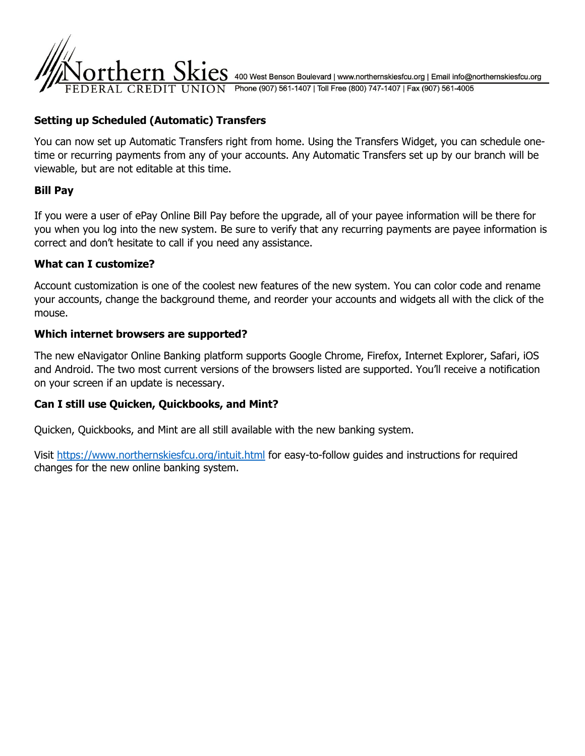### Setting up Scheduled (Automatic) Transfers

You can now set up Automatic Transfers right from home. Using the Transfers Widget, you can schedule one-time or recurring payments from any of your accounts. Any Automatic Transfers set up by our branch will be viewable, but are not editable at this time.

### Bill Pay

If you were a user of ePay Online Bill Pay before the upgrade, all of your payee information will be there for you when you log into the new system. Be sure to verify that any recurring payments are payee information is correct and don't hesitate to call if you need any assistance.

### What can I customize?

Account customization is one of the coolest new features of the new system. You can color code and rename your accounts, change the background theme, and reorder your accounts and widgets all with the click of the mouse.

### Which internet browsers are supported?

The new eNavigator Online Banking platform supports Google Chrome, Firefox, Internet Explorer, Safari, iOS and Android. The two most current versions of the browsers listed are supported. You'll receive a notification on your screen if an update is necessary.

### Can I still use Quicken, Quickbooks, and Mint?

Quicken, Quickbooks, and Mint are all still available with the new banking system.

Visit [https://www.northernskiesfcu.org/intuit.html](https://www.northernskiesfcu.org/intuit.html) for easy-to-follow guides and instructions for required changes for the new online banking system.